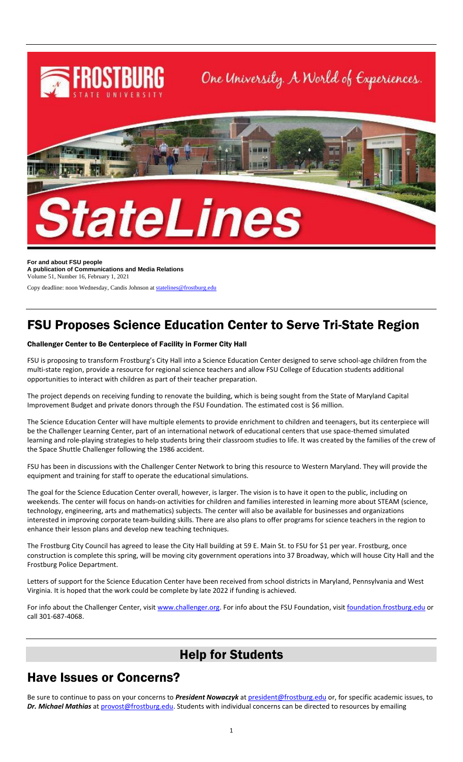# StateLines

**For and about FSU people**
**A publication of Communications and Media Relations**
Volume 51, Number 16, February 1, 2021

Copy deadline: noon Wednesday, Candis Johnson at statelines@frostburg.edu

# FSU Proposes Science Education Center to Serve Tri-State Region

### Challenger Center to Be Centerpiece of Facility in Former City Hall

FSU is proposing to transform Frostburg's City Hall into a Science Education Center designed to serve school-age children from the multi-state region, provide a resource for regional science teachers and allow FSU College of Education students additional opportunities to interact with children as part of their teacher preparation.

The project depends on receiving funding to renovate the building, which is being sought from the State of Maryland Capital Improvement Budget and private donors through the FSU Foundation. The estimated cost is $6 million.

The Science Education Center will have multiple elements to provide enrichment to children and teenagers, but its centerpiece will be the Challenger Learning Center, part of an international network of educational centers that use space-themed simulated learning and role-playing strategies to help students bring their classroom studies to life. It was created by the families of the crew of the Space Shuttle Challenger following the 1986 accident.

FSU has been in discussions with the Challenger Center Network to bring this resource to Western Maryland. They will provide the equipment and training for staff to operate the educational simulations.

The goal for the Science Education Center overall, however, is larger. The vision is to have it open to the public, including on weekends. The center will focus on hands-on activities for children and families interested in learning more about STEAM (science, technology, engineering, arts and mathematics) subjects. The center will also be available for businesses and organizations interested in improving corporate team-building skills. There are also plans to offer programs for science teachers in the region to enhance their lesson plans and develop new teaching techniques.

The Frostburg City Council has agreed to lease the City Hall building at 59 E. Main St. to FSU for $1 per year. Frostburg, once construction is complete this spring, will be moving city government operations into 37 Broadway, which will house City Hall and the Frostburg Police Department.

Letters of support for the Science Education Center have been received from school districts in Maryland, Pennsylvania and West Virginia. It is hoped that the work could be complete by late 2022 if funding is achieved.

For info about the Challenger Center, visit www.challenger.org. For info about the FSU Foundation, visit foundation.frostburg.edu or call 301-687-4068.

# Help for Students

# Have Issues or Concerns?

Be sure to continue to pass on your concerns to ***President Nowaczyk*** at president@frostburg.edu or, for specific academic issues, to ***Dr. Michael Mathias*** at provost@frostburg.edu. Students with individual concerns can be directed to resources by emailing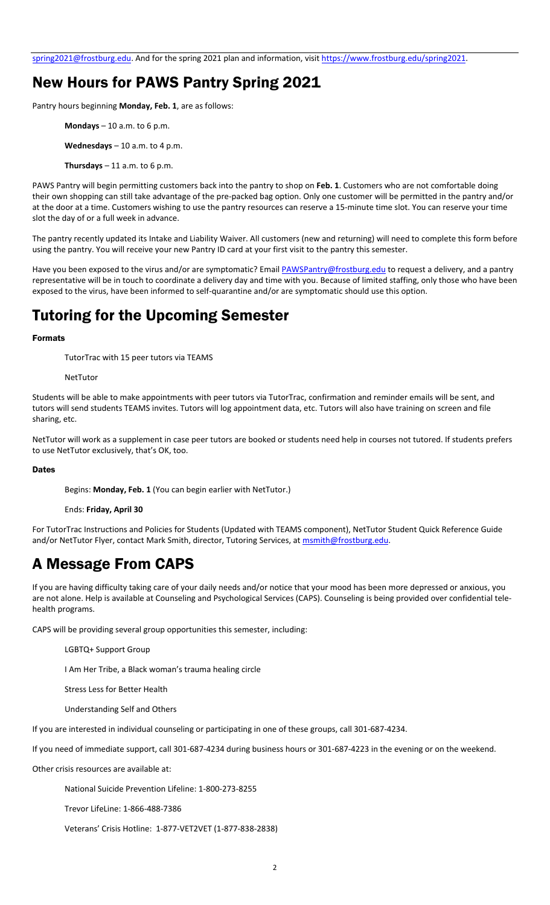spring2021@frostburg.edu. And for the spring 2021 plan and information, visit https://www.frostburg.edu/spring2021.

## New Hours for PAWS Pantry Spring 2021

Pantry hours beginning **Monday, Feb. 1**, are as follows:

**Mondays** – 10 a.m. to 6 p.m.

**Wednesdays** – 10 a.m. to 4 p.m.

**Thursdays** – 11 a.m. to 6 p.m.

PAWS Pantry will begin permitting customers back into the pantry to shop on **Feb. 1**. Customers who are not comfortable doing their own shopping can still take advantage of the pre-packed bag option. Only one customer will be permitted in the pantry and/or at the door at a time. Customers wishing to use the pantry resources can reserve a 15-minute time slot. You can reserve your time slot the day of or a full week in advance.

The pantry recently updated its Intake and Liability Waiver. All customers (new and returning) will need to complete this form before using the pantry. You will receive your new Pantry ID card at your first visit to the pantry this semester.

Have you been exposed to the virus and/or are symptomatic? Email PAWSPantry@frostburg.edu to request a delivery, and a pantry representative will be in touch to coordinate a delivery day and time with you. Because of limited staffing, only those who have been exposed to the virus, have been informed to self-quarantine and/or are symptomatic should use this option.

## Tutoring for the Upcoming Semester

### Formats

TutorTrac with 15 peer tutors via TEAMS

NetTutor

Students will be able to make appointments with peer tutors via TutorTrac, confirmation and reminder emails will be sent, and tutors will send students TEAMS invites. Tutors will log appointment data, etc. Tutors will also have training on screen and file sharing, etc.

NetTutor will work as a supplement in case peer tutors are booked or students need help in courses not tutored. If students prefers to use NetTutor exclusively, that's OK, too.

### Dates

Begins: **Monday, Feb. 1** (You can begin earlier with NetTutor.)

Ends: **Friday, April 30**

For TutorTrac Instructions and Policies for Students (Updated with TEAMS component), NetTutor Student Quick Reference Guide and/or NetTutor Flyer, contact Mark Smith, director, Tutoring Services, at msmith@frostburg.edu.

## A Message From CAPS

If you are having difficulty taking care of your daily needs and/or notice that your mood has been more depressed or anxious, you are not alone. Help is available at Counseling and Psychological Services (CAPS). Counseling is being provided over confidential tele-health programs.

CAPS will be providing several group opportunities this semester, including:

LGBTQ+ Support Group

I Am Her Tribe, a Black woman's trauma healing circle

Stress Less for Better Health

Understanding Self and Others

If you are interested in individual counseling or participating in one of these groups, call 301-687-4234.

If you need of immediate support, call 301-687-4234 during business hours or 301-687-4223 in the evening or on the weekend.

Other crisis resources are available at:

National Suicide Prevention Lifeline: 1-800-273-8255

Trevor LifeLine: 1-866-488-7386

Veterans' Crisis Hotline: 1-877-VET2VET (1-877-838-2838)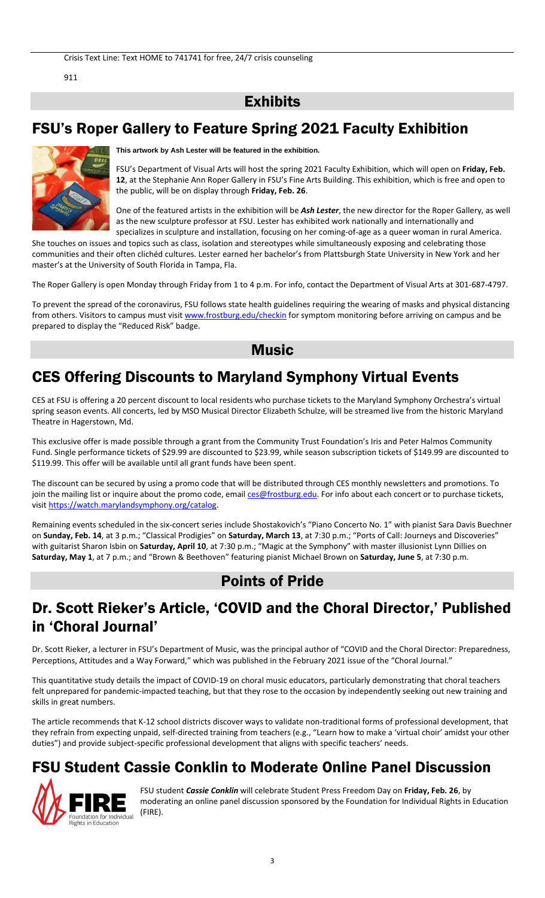Crisis Text Line: Text HOME to 741741 for free, 24/7 crisis counseling

911

# Exhibits

## FSU's Roper Gallery to Feature Spring 2021 Faculty Exhibition

**This artwork by Ash Lester will be featured in the exhibition.**

FSU's Department of Visual Arts will host the spring 2021 Faculty Exhibition, which will open on **Friday, Feb. 12**, at the Stephanie Ann Roper Gallery in FSU's Fine Arts Building. This exhibition, which is free and open to the public, will be on display through **Friday, Feb. 26**.

One of the featured artists in the exhibition will be ***Ash Lester***, the new director for the Roper Gallery, as well as the new sculpture professor at FSU. Lester has exhibited work nationally and internationally and specializes in sculpture and installation, focusing on her coming-of-age as a queer woman in rural America. She touches on issues and topics such as class, isolation and stereotypes while simultaneously exposing and celebrating those communities and their often clichéd cultures. Lester earned her bachelor's from Plattsburgh State University in New York and her master's at the University of South Florida in Tampa, Fla.

The Roper Gallery is open Monday through Friday from 1 to 4 p.m. For info, contact the Department of Visual Arts at 301-687-4797.

To prevent the spread of the coronavirus, FSU follows state health guidelines requiring the wearing of masks and physical distancing from others. Visitors to campus must visit www.frostburg.edu/checkin for symptom monitoring before arriving on campus and be prepared to display the "Reduced Risk" badge.

# Music

## CES Offering Discounts to Maryland Symphony Virtual Events

CES at FSU is offering a 20 percent discount to local residents who purchase tickets to the Maryland Symphony Orchestra's virtual spring season events. All concerts, led by MSO Musical Director Elizabeth Schulze, will be streamed live from the historic Maryland Theatre in Hagerstown, Md.

This exclusive offer is made possible through a grant from the Community Trust Foundation's Iris and Peter Halmos Community Fund. Single performance tickets of $29.99 are discounted to $23.99, while season subscription tickets of $149.99 are discounted to $119.99. This offer will be available until all grant funds have been spent.

The discount can be secured by using a promo code that will be distributed through CES monthly newsletters and promotions. To join the mailing list or inquire about the promo code, email ces@frostburg.edu. For info about each concert or to purchase tickets, visit https://watch.marylandsymphony.org/catalog.

Remaining events scheduled in the six-concert series include Shostakovich's "Piano Concerto No. 1" with pianist Sara Davis Buechner on **Sunday, Feb. 14**, at 3 p.m.; "Classical Prodigies" on **Saturday, March 13**, at 7:30 p.m.; "Ports of Call: Journeys and Discoveries" with guitarist Sharon Isbin on **Saturday, April 10**, at 7:30 p.m.; "Magic at the Symphony" with master illusionist Lynn Dillies on **Saturday, May 1**, at 7 p.m.; and "Brown & Beethoven" featuring pianist Michael Brown on **Saturday, June 5**, at 7:30 p.m.

# Points of Pride

## Dr. Scott Rieker's Article, 'COVID and the Choral Director,' Published in 'Choral Journal'

Dr. Scott Rieker, a lecturer in FSU's Department of Music, was the principal author of "COVID and the Choral Director: Preparedness, Perceptions, Attitudes and a Way Forward," which was published in the February 2021 issue of the "Choral Journal."

This quantitative study details the impact of COVID-19 on choral music educators, particularly demonstrating that choral teachers felt unprepared for pandemic-impacted teaching, but that they rose to the occasion by independently seeking out new training and skills in great numbers.

The article recommends that K-12 school districts discover ways to validate non-traditional forms of professional development, that they refrain from expecting unpaid, self-directed training from teachers (e.g., "Learn how to make a 'virtual choir' amidst your other duties") and provide subject-specific professional development that aligns with specific teachers' needs.

## FSU Student Cassie Conklin to Moderate Online Panel Discussion

FSU student ***Cassie Conklin*** will celebrate Student Press Freedom Day on **Friday, Feb. 26**, by moderating an online panel discussion sponsored by the Foundation for Individual Rights in Education (FIRE).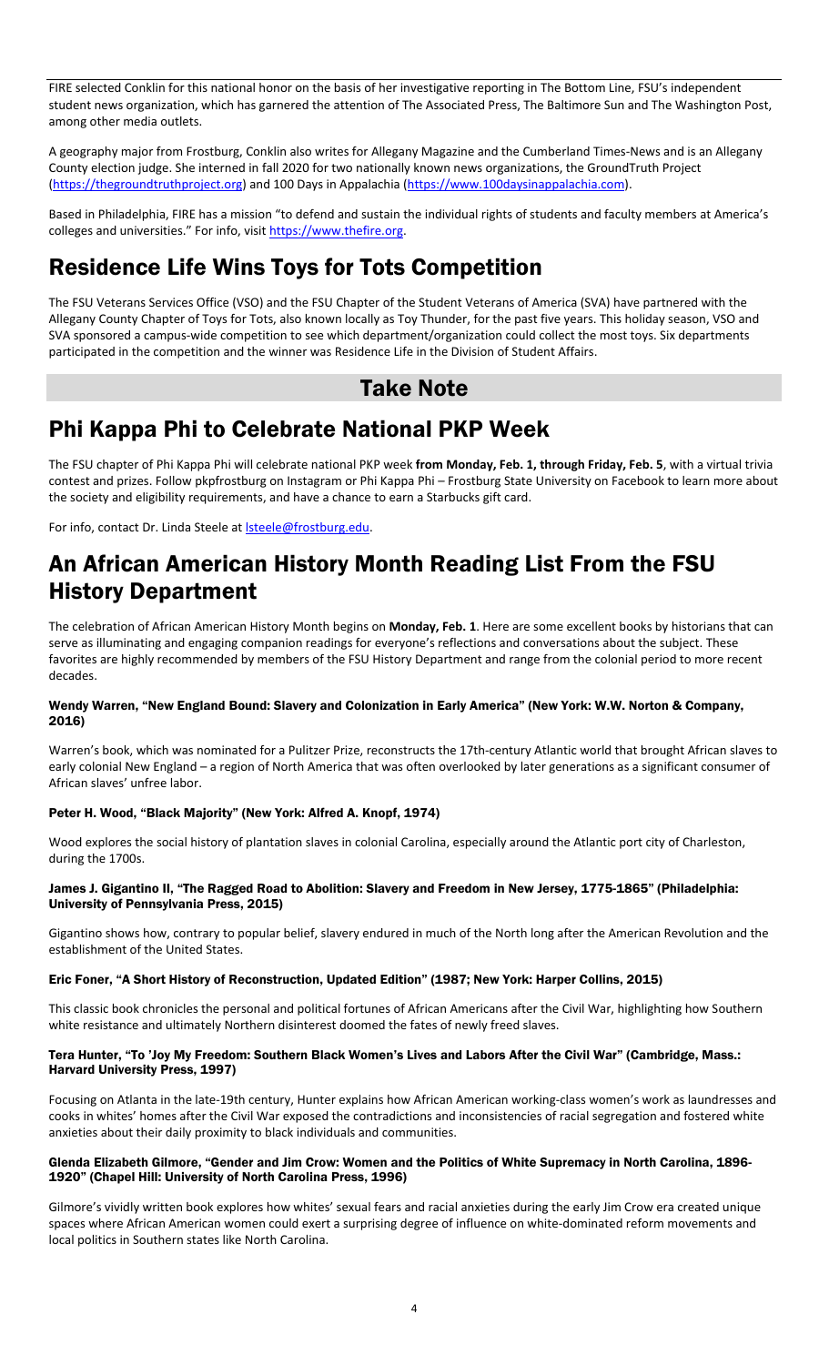FIRE selected Conklin for this national honor on the basis of her investigative reporting in The Bottom Line, FSU's independent student news organization, which has garnered the attention of The Associated Press, The Baltimore Sun and The Washington Post, among other media outlets.

A geography major from Frostburg, Conklin also writes for Allegany Magazine and the Cumberland Times-News and is an Allegany County election judge. She interned in fall 2020 for two nationally known news organizations, the GroundTruth Project (https://thegroundtruthproject.org) and 100 Days in Appalachia (https://www.100daysinappalachia.com).

Based in Philadelphia, FIRE has a mission "to defend and sustain the individual rights of students and faculty members at America's colleges and universities." For info, visit https://www.thefire.org.

# Residence Life Wins Toys for Tots Competition

The FSU Veterans Services Office (VSO) and the FSU Chapter of the Student Veterans of America (SVA) have partnered with the Allegany County Chapter of Toys for Tots, also known locally as Toy Thunder, for the past five years. This holiday season, VSO and SVA sponsored a campus-wide competition to see which department/organization could collect the most toys. Six departments participated in the competition and the winner was Residence Life in the Division of Student Affairs.

## Take Note

# Phi Kappa Phi to Celebrate National PKP Week

The FSU chapter of Phi Kappa Phi will celebrate national PKP week **from Monday, Feb. 1, through Friday, Feb. 5**, with a virtual trivia contest and prizes. Follow pkpfrostburg on Instagram or Phi Kappa Phi – Frostburg State University on Facebook to learn more about the society and eligibility requirements, and have a chance to earn a Starbucks gift card.

For info, contact Dr. Linda Steele at lsteele@frostburg.edu.

# An African American History Month Reading List From the FSU History Department

The celebration of African American History Month begins on **Monday, Feb. 1**. Here are some excellent books by historians that can serve as illuminating and engaging companion readings for everyone's reflections and conversations about the subject. These favorites are highly recommended by members of the FSU History Department and range from the colonial period to more recent decades.

#### Wendy Warren, "New England Bound: Slavery and Colonization in Early America" (New York: W.W. Norton & Company, 2016)

Warren's book, which was nominated for a Pulitzer Prize, reconstructs the 17th-century Atlantic world that brought African slaves to early colonial New England – a region of North America that was often overlooked by later generations as a significant consumer of African slaves' unfree labor.

#### Peter H. Wood, "Black Majority" (New York: Alfred A. Knopf, 1974)

Wood explores the social history of plantation slaves in colonial Carolina, especially around the Atlantic port city of Charleston, during the 1700s.

#### James J. Gigantino II, "The Ragged Road to Abolition: Slavery and Freedom in New Jersey, 1775-1865" (Philadelphia: University of Pennsylvania Press, 2015)

Gigantino shows how, contrary to popular belief, slavery endured in much of the North long after the American Revolution and the establishment of the United States.

#### Eric Foner, "A Short History of Reconstruction, Updated Edition" (1987; New York: Harper Collins, 2015)

This classic book chronicles the personal and political fortunes of African Americans after the Civil War, highlighting how Southern white resistance and ultimately Northern disinterest doomed the fates of newly freed slaves.

#### Tera Hunter, "To 'Joy My Freedom: Southern Black Women's Lives and Labors After the Civil War" (Cambridge, Mass.: Harvard University Press, 1997)

Focusing on Atlanta in the late-19th century, Hunter explains how African American working-class women's work as laundresses and cooks in whites' homes after the Civil War exposed the contradictions and inconsistencies of racial segregation and fostered white anxieties about their daily proximity to black individuals and communities.

#### Glenda Elizabeth Gilmore, "Gender and Jim Crow: Women and the Politics of White Supremacy in North Carolina, 1896-1920" (Chapel Hill: University of North Carolina Press, 1996)

Gilmore's vividly written book explores how whites' sexual fears and racial anxieties during the early Jim Crow era created unique spaces where African American women could exert a surprising degree of influence on white-dominated reform movements and local politics in Southern states like North Carolina.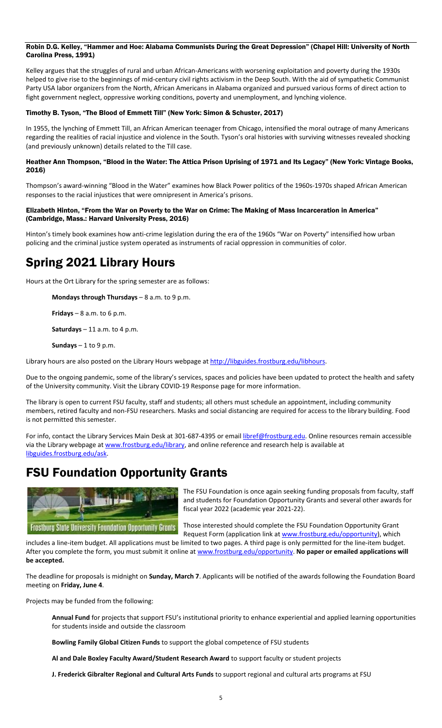### Robin D.G. Kelley, "Hammer and Hoe: Alabama Communists During the Great Depression" (Chapel Hill: University of North Carolina Press, 1991)

Kelley argues that the struggles of rural and urban African-Americans with worsening exploitation and poverty during the 1930s helped to give rise to the beginnings of mid-century civil rights activism in the Deep South. With the aid of sympathetic Communist Party USA labor organizers from the North, African Americans in Alabama organized and pursued various forms of direct action to fight government neglect, oppressive working conditions, poverty and unemployment, and lynching violence.

### Timothy B. Tyson, "The Blood of Emmett Till" (New York: Simon & Schuster, 2017)

In 1955, the lynching of Emmett Till, an African American teenager from Chicago, intensified the moral outrage of many Americans regarding the realities of racial injustice and violence in the South. Tyson's oral histories with surviving witnesses revealed shocking (and previously unknown) details related to the Till case.

### Heather Ann Thompson, "Blood in the Water: The Attica Prison Uprising of 1971 and Its Legacy" (New York: Vintage Books, 2016)

Thompson's award-winning "Blood in the Water" examines how Black Power politics of the 1960s-1970s shaped African American responses to the racial injustices that were omnipresent in America's prisons.

### Elizabeth Hinton, "From the War on Poverty to the War on Crime: The Making of Mass Incarceration in America" (Cambridge, Mass.: Harvard University Press, 2016)

Hinton's timely book examines how anti-crime legislation during the era of the 1960s "War on Poverty" intensified how urban policing and the criminal justice system operated as instruments of racial oppression in communities of color.

## Spring 2021 Library Hours

Hours at the Ort Library for the spring semester are as follows:

**Mondays through Thursdays** – 8 a.m. to 9 p.m.

**Fridays** – 8 a.m. to 6 p.m.

**Saturdays** – 11 a.m. to 4 p.m.

**Sundays** – 1 to 9 p.m.

Library hours are also posted on the Library Hours webpage at http://libguides.frostburg.edu/libhours.

Due to the ongoing pandemic, some of the library's services, spaces and policies have been updated to protect the health and safety of the University community. Visit the Library COVID-19 Response page for more information.

The library is open to current FSU faculty, staff and students; all others must schedule an appointment, including community members, retired faculty and non-FSU researchers. Masks and social distancing are required for access to the library building. Food is not permitted this semester.

For info, contact the Library Services Main Desk at 301-687-4395 or email libref@frostburg.edu. Online resources remain accessible via the Library webpage at www.frostburg.edu/library, and online reference and research help is available at libguides.frostburg.edu/ask.

## FSU Foundation Opportunity Grants

Frostburg State University Foundation Opportunity Grants

The FSU Foundation is once again seeking funding proposals from faculty, staff and students for Foundation Opportunity Grants and several other awards for fiscal year 2022 (academic year 2021-22).

Those interested should complete the FSU Foundation Opportunity Grant Request Form (application link at www.frostburg.edu/opportunity), which includes a line-item budget. All applications must be limited to two pages. A third page is only permitted for the line-item budget. After you complete the form, you must submit it online at www.frostburg.edu/opportunity. **No paper or emailed applications will be accepted.**

The deadline for proposals is midnight on **Sunday, March 7**. Applicants will be notified of the awards following the Foundation Board meeting on **Friday, June 4**.

Projects may be funded from the following:

**Annual Fund** for projects that support FSU's institutional priority to enhance experiential and applied learning opportunities for students inside and outside the classroom

**Bowling Family Global Citizen Funds** to support the global competence of FSU students

**Al and Dale Boxley Faculty Award/Student Research Award** to support faculty or student projects

**J. Frederick Gibralter Regional and Cultural Arts Funds** to support regional and cultural arts programs at FSU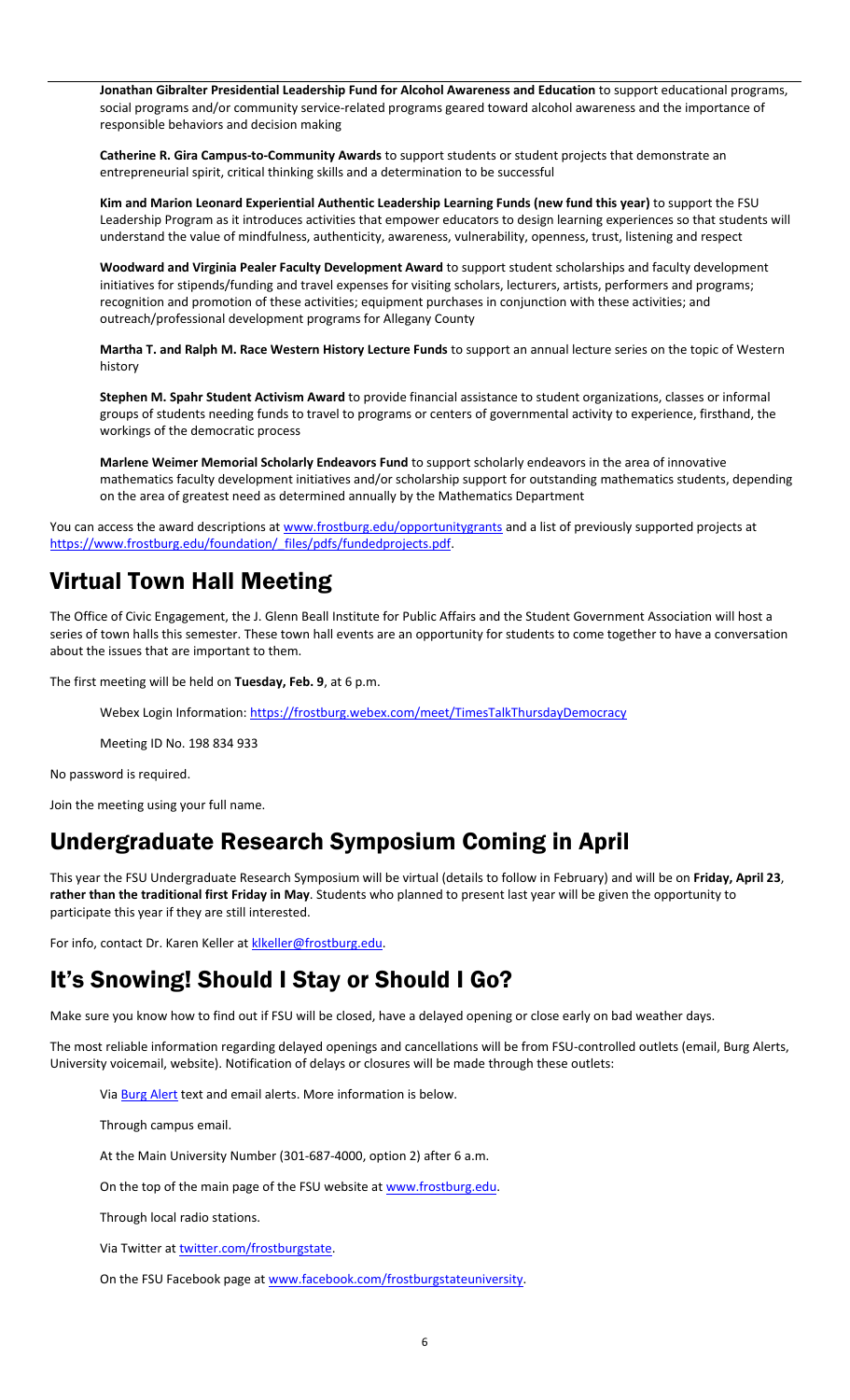**Jonathan Gibralter Presidential Leadership Fund for Alcohol Awareness and Education** to support educational programs, social programs and/or community service-related programs geared toward alcohol awareness and the importance of responsible behaviors and decision making

**Catherine R. Gira Campus-to-Community Awards** to support students or student projects that demonstrate an entrepreneurial spirit, critical thinking skills and a determination to be successful

**Kim and Marion Leonard Experiential Authentic Leadership Learning Funds (new fund this year)** to support the FSU Leadership Program as it introduces activities that empower educators to design learning experiences so that students will understand the value of mindfulness, authenticity, awareness, vulnerability, openness, trust, listening and respect

**Woodward and Virginia Pealer Faculty Development Award** to support student scholarships and faculty development initiatives for stipends/funding and travel expenses for visiting scholars, lecturers, artists, performers and programs; recognition and promotion of these activities; equipment purchases in conjunction with these activities; and outreach/professional development programs for Allegany County

**Martha T. and Ralph M. Race Western History Lecture Funds** to support an annual lecture series on the topic of Western history

**Stephen M. Spahr Student Activism Award** to provide financial assistance to student organizations, classes or informal groups of students needing funds to travel to programs or centers of governmental activity to experience, firsthand, the workings of the democratic process

**Marlene Weimer Memorial Scholarly Endeavors Fund** to support scholarly endeavors in the area of innovative mathematics faculty development initiatives and/or scholarship support for outstanding mathematics students, depending on the area of greatest need as determined annually by the Mathematics Department

You can access the award descriptions at www.frostburg.edu/opportunitygrants and a list of previously supported projects at https://www.frostburg.edu/foundation/_files/pdfs/fundedprojects.pdf.

## Virtual Town Hall Meeting

The Office of Civic Engagement, the J. Glenn Beall Institute for Public Affairs and the Student Government Association will host a series of town halls this semester. These town hall events are an opportunity for students to come together to have a conversation about the issues that are important to them.

The first meeting will be held on **Tuesday, Feb. 9**, at 6 p.m.

Webex Login Information: https://frostburg.webex.com/meet/TimesTalkThursdayDemocracy

Meeting ID No. 198 834 933

No password is required.

Join the meeting using your full name.

## Undergraduate Research Symposium Coming in April

This year the FSU Undergraduate Research Symposium will be virtual (details to follow in February) and will be on **Friday, April 23**, **rather than the traditional first Friday in May**. Students who planned to present last year will be given the opportunity to participate this year if they are still interested.

For info, contact Dr. Karen Keller at klkeller@frostburg.edu.

## It's Snowing! Should I Stay or Should I Go?

Make sure you know how to find out if FSU will be closed, have a delayed opening or close early on bad weather days.

The most reliable information regarding delayed openings and cancellations will be from FSU-controlled outlets (email, Burg Alerts, University voicemail, website). Notification of delays or closures will be made through these outlets:

Via Burg Alert text and email alerts. More information is below.

Through campus email.

At the Main University Number (301-687-4000, option 2) after 6 a.m.

On the top of the main page of the FSU website at www.frostburg.edu.

Through local radio stations.

Via Twitter at twitter.com/frostburgstate.

On the FSU Facebook page at www.facebook.com/frostburgstateuniversity.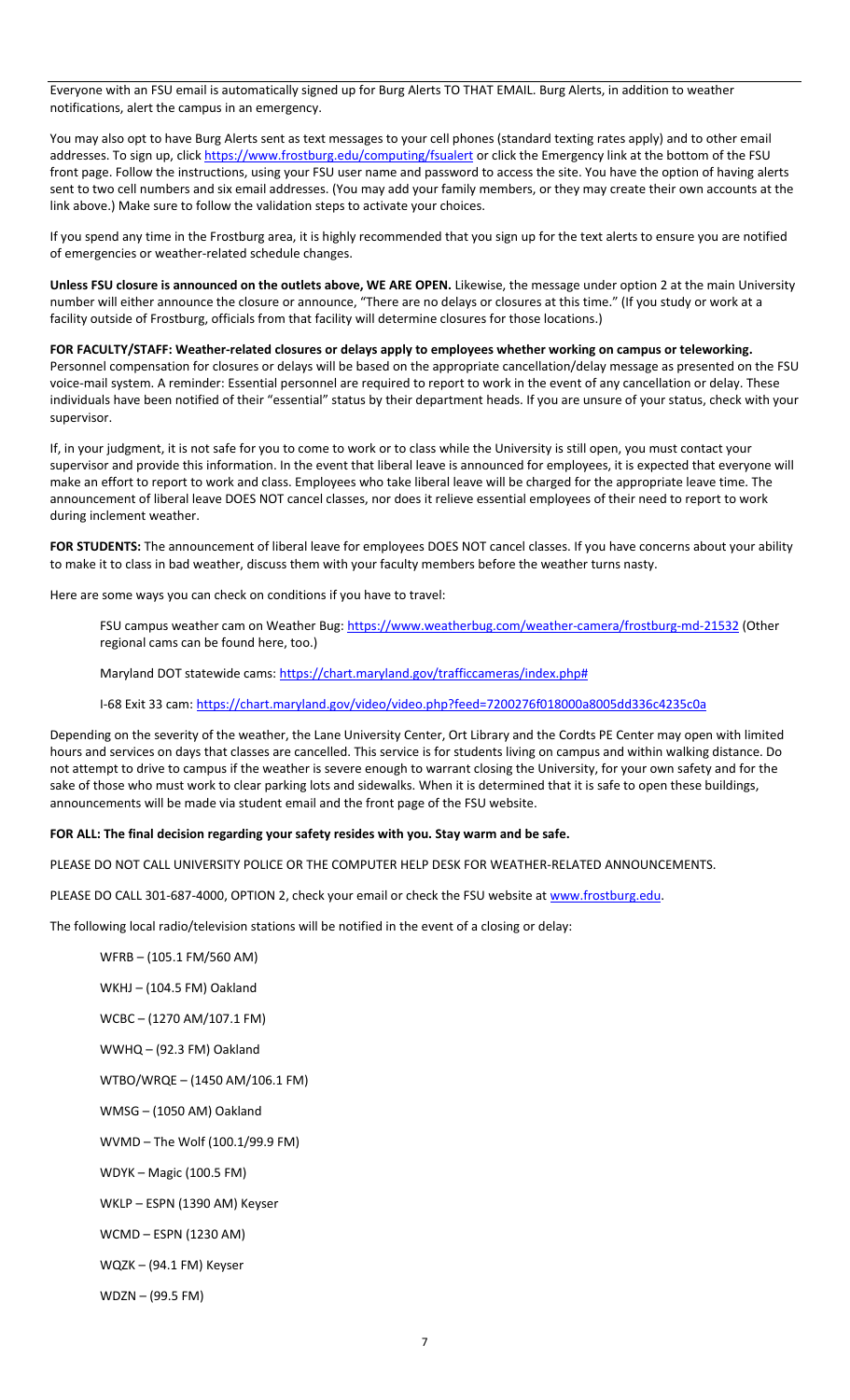Everyone with an FSU email is automatically signed up for Burg Alerts TO THAT EMAIL. Burg Alerts, in addition to weather notifications, alert the campus in an emergency.

You may also opt to have Burg Alerts sent as text messages to your cell phones (standard texting rates apply) and to other email addresses. To sign up, click https://www.frostburg.edu/computing/fsualert or click the Emergency link at the bottom of the FSU front page. Follow the instructions, using your FSU user name and password to access the site. You have the option of having alerts sent to two cell numbers and six email addresses. (You may add your family members, or they may create their own accounts at the link above.) Make sure to follow the validation steps to activate your choices.

If you spend any time in the Frostburg area, it is highly recommended that you sign up for the text alerts to ensure you are notified of emergencies or weather-related schedule changes.

**Unless FSU closure is announced on the outlets above, WE ARE OPEN.** Likewise, the message under option 2 at the main University number will either announce the closure or announce, "There are no delays or closures at this time." (If you study or work at a facility outside of Frostburg, officials from that facility will determine closures for those locations.)

**FOR FACULTY/STAFF: Weather-related closures or delays apply to employees whether working on campus or teleworking.** Personnel compensation for closures or delays will be based on the appropriate cancellation/delay message as presented on the FSU voice-mail system. A reminder: Essential personnel are required to report to work in the event of any cancellation or delay. These individuals have been notified of their "essential" status by their department heads. If you are unsure of your status, check with your supervisor.

If, in your judgment, it is not safe for you to come to work or to class while the University is still open, you must contact your supervisor and provide this information. In the event that liberal leave is announced for employees, it is expected that everyone will make an effort to report to work and class. Employees who take liberal leave will be charged for the appropriate leave time. The announcement of liberal leave DOES NOT cancel classes, nor does it relieve essential employees of their need to report to work during inclement weather.

**FOR STUDENTS:** The announcement of liberal leave for employees DOES NOT cancel classes. If you have concerns about your ability to make it to class in bad weather, discuss them with your faculty members before the weather turns nasty.

Here are some ways you can check on conditions if you have to travel:

FSU campus weather cam on Weather Bug: https://www.weatherbug.com/weather-camera/frostburg-md-21532 (Other regional cams can be found here, too.)

Maryland DOT statewide cams: https://chart.maryland.gov/trafficcameras/index.php#

I-68 Exit 33 cam: https://chart.maryland.gov/video/video.php?feed=7200276f018000a8005dd336c4235c0a

Depending on the severity of the weather, the Lane University Center, Ort Library and the Cordts PE Center may open with limited hours and services on days that classes are cancelled. This service is for students living on campus and within walking distance. Do not attempt to drive to campus if the weather is severe enough to warrant closing the University, for your own safety and for the sake of those who must work to clear parking lots and sidewalks. When it is determined that it is safe to open these buildings, announcements will be made via student email and the front page of the FSU website.

**FOR ALL: The final decision regarding your safety resides with you. Stay warm and be safe.**

PLEASE DO NOT CALL UNIVERSITY POLICE OR THE COMPUTER HELP DESK FOR WEATHER-RELATED ANNOUNCEMENTS.

PLEASE DO CALL 301-687-4000, OPTION 2, check your email or check the FSU website at www.frostburg.edu.

The following local radio/television stations will be notified in the event of a closing or delay:

WFRB – (105.1 FM/560 AM)

WKHJ – (104.5 FM) Oakland

WCBC – (1270 AM/107.1 FM)

WWHQ – (92.3 FM) Oakland

WTBO/WRQE – (1450 AM/106.1 FM)

WMSG – (1050 AM) Oakland

WVMD – The Wolf (100.1/99.9 FM)

WDYK – Magic (100.5 FM)

WKLP – ESPN (1390 AM) Keyser

WCMD – ESPN (1230 AM)

WQZK – (94.1 FM) Keyser

WDZN – (99.5 FM)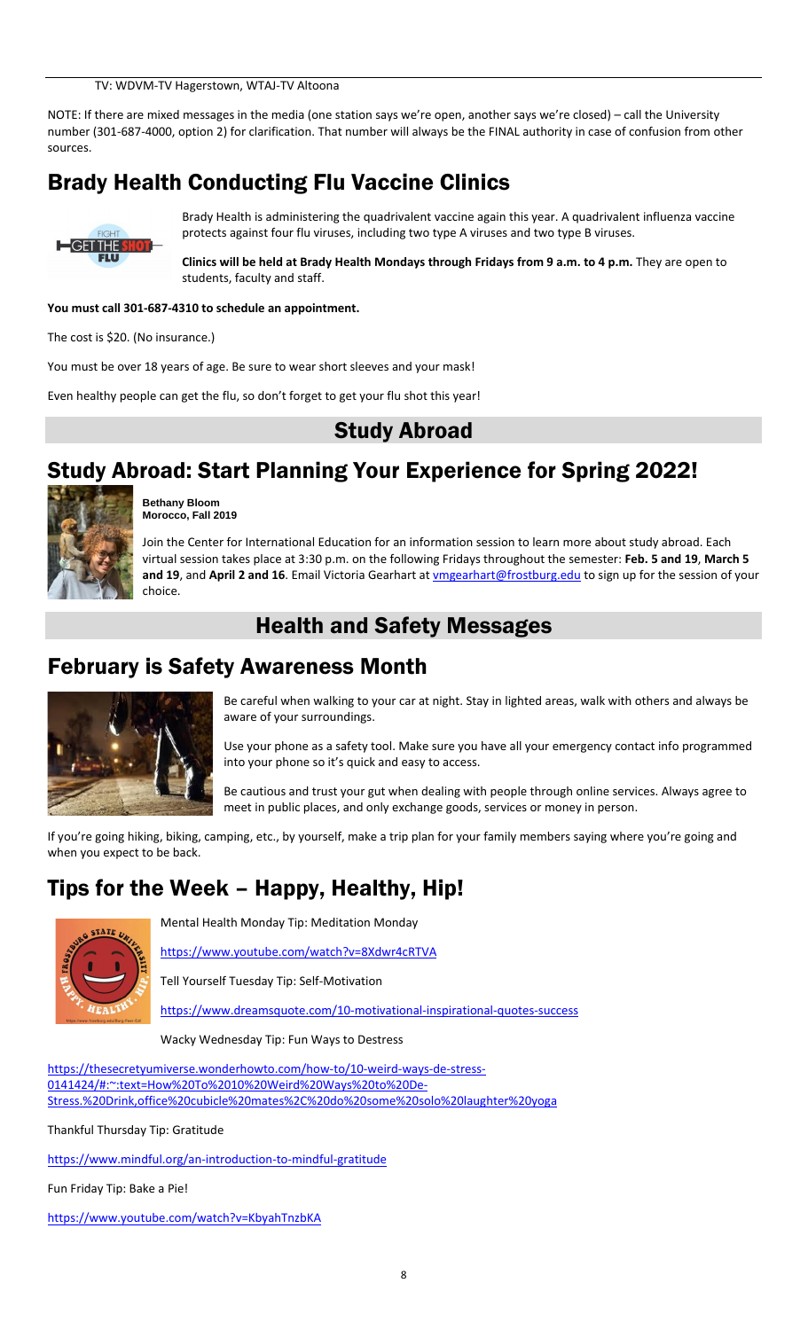TV: WDVM-TV Hagerstown, WTAJ-TV Altoona

NOTE: If there are mixed messages in the media (one station says we're open, another says we're closed) – call the University number (301-687-4000, option 2) for clarification. That number will always be the FINAL authority in case of confusion from other sources.

## Brady Health Conducting Flu Vaccine Clinics

Brady Health is administering the quadrivalent vaccine again this year. A quadrivalent influenza vaccine protects against four flu viruses, including two type A viruses and two type B viruses.

**Clinics will be held at Brady Health Mondays through Fridays from 9 a.m. to 4 p.m.** They are open to students, faculty and staff.

**You must call 301-687-4310 to schedule an appointment.**

The cost is $20. (No insurance.)

You must be over 18 years of age. Be sure to wear short sleeves and your mask!

Even healthy people can get the flu, so don't forget to get your flu shot this year!

# Study Abroad

## Study Abroad: Start Planning Your Experience for Spring 2022!

**Bethany Bloom**
**Morocco, Fall 2019**

Join the Center for International Education for an information session to learn more about study abroad. Each virtual session takes place at 3:30 p.m. on the following Fridays throughout the semester: **Feb. 5 and 19**, **March 5 and 19**, and **April 2 and 16**. Email Victoria Gearhart at vmgearhart@frostburg.edu to sign up for the session of your choice.

# Health and Safety Messages

## February is Safety Awareness Month

Be careful when walking to your car at night. Stay in lighted areas, walk with others and always be aware of your surroundings.

Use your phone as a safety tool. Make sure you have all your emergency contact info programmed into your phone so it's quick and easy to access.

Be cautious and trust your gut when dealing with people through online services. Always agree to meet in public places, and only exchange goods, services or money in person.

If you're going hiking, biking, camping, etc., by yourself, make a trip plan for your family members saying where you're going and when you expect to be back.

## Tips for the Week – Happy, Healthy, Hip!

Mental Health Monday Tip: Meditation Monday

https://www.youtube.com/watch?v=8Xdwr4cRTVA

Tell Yourself Tuesday Tip: Self-Motivation

https://www.dreamsquote.com/10-motivational-inspirational-quotes-success

Wacky Wednesday Tip: Fun Ways to Destress

https://thesecretyumiverse.wonderhowto.com/how-to/10-weird-ways-de-stress-0141424/#:~:text=How%20To%2010%20Weird%20Ways%20to%20De-Stress.%20Drink,office%20cubicle%20mates%2C%20do%20some%20solo%20laughter%20yoga

Thankful Thursday Tip: Gratitude

https://www.mindful.org/an-introduction-to-mindful-gratitude

Fun Friday Tip: Bake a Pie!

https://www.youtube.com/watch?v=KbyahTnzbKA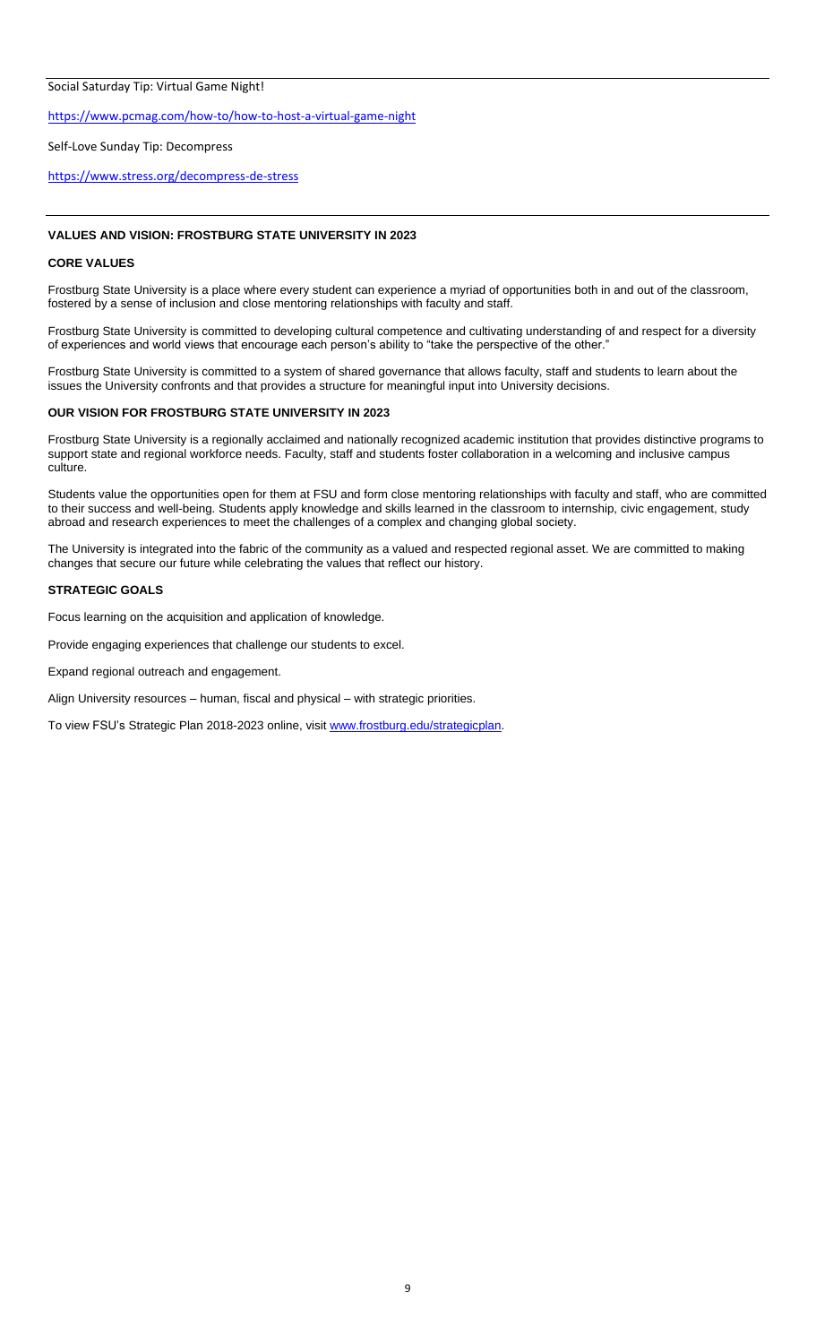Social Saturday Tip: Virtual Game Night!

https://www.pcmag.com/how-to/how-to-host-a-virtual-game-night

Self-Love Sunday Tip: Decompress

https://www.stress.org/decompress-de-stress

---

## VALUES AND VISION: FROSTBURG STATE UNIVERSITY IN 2023

### CORE VALUES

Frostburg State University is a place where every student can experience a myriad of opportunities both in and out of the classroom, fostered by a sense of inclusion and close mentoring relationships with faculty and staff.

Frostburg State University is committed to developing cultural competence and cultivating understanding of and respect for a diversity of experiences and world views that encourage each person's ability to "take the perspective of the other."

Frostburg State University is committed to a system of shared governance that allows faculty, staff and students to learn about the issues the University confronts and that provides a structure for meaningful input into University decisions.

### OUR VISION FOR FROSTBURG STATE UNIVERSITY IN 2023

Frostburg State University is a regionally acclaimed and nationally recognized academic institution that provides distinctive programs to support state and regional workforce needs. Faculty, staff and students foster collaboration in a welcoming and inclusive campus culture.

Students value the opportunities open for them at FSU and form close mentoring relationships with faculty and staff, who are committed to their success and well-being. Students apply knowledge and skills learned in the classroom to internship, civic engagement, study abroad and research experiences to meet the challenges of a complex and changing global society.

The University is integrated into the fabric of the community as a valued and respected regional asset. We are committed to making changes that secure our future while celebrating the values that reflect our history.

### STRATEGIC GOALS

Focus learning on the acquisition and application of knowledge.

Provide engaging experiences that challenge our students to excel.

Expand regional outreach and engagement.

Align University resources – human, fiscal and physical – with strategic priorities.

To view FSU's Strategic Plan 2018-2023 online, visit www.frostburg.edu/strategicplan.